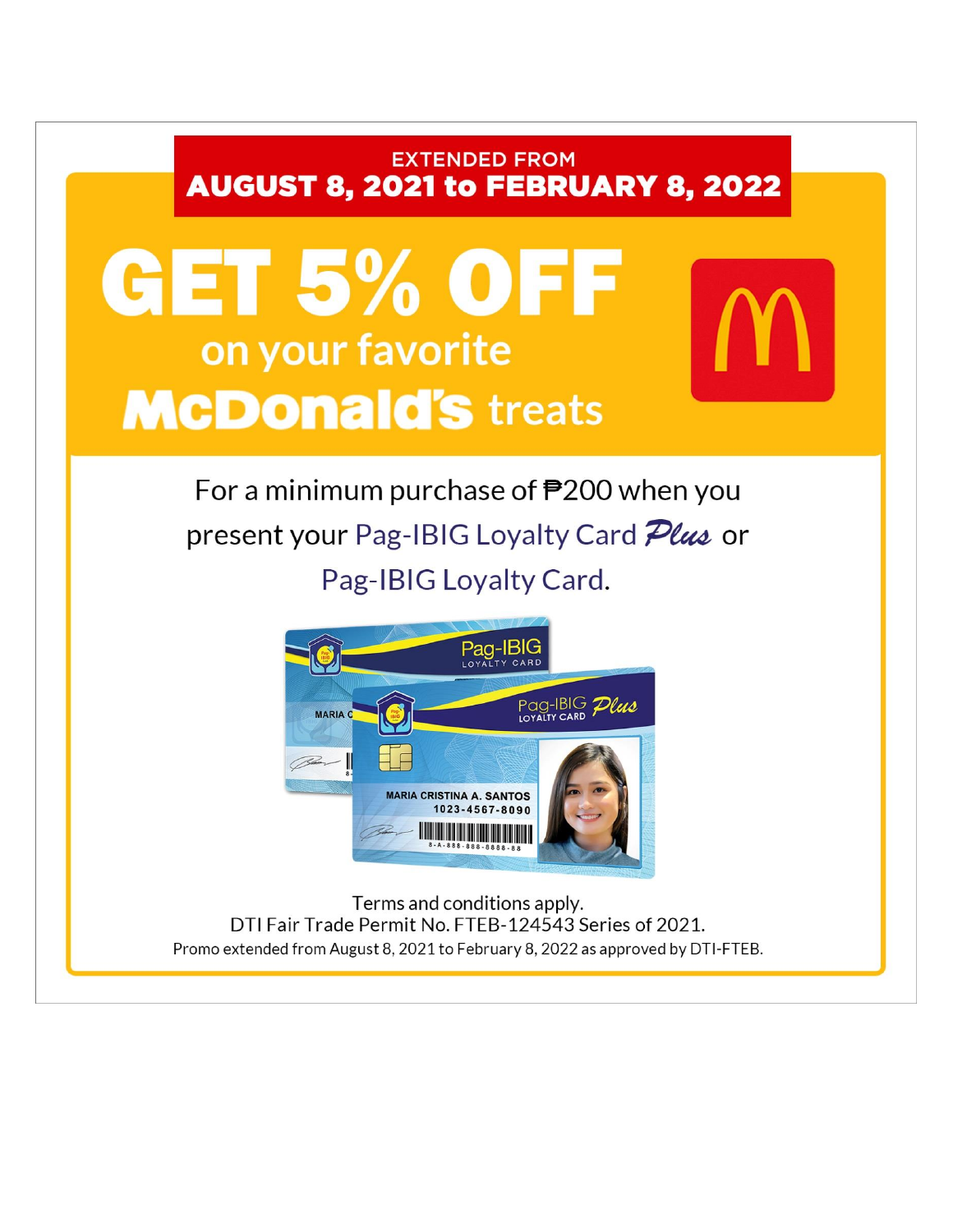EXTENDED FROM
**AUGUST 8, 2021 to FEBRUARY 8, 2022**

# GET 5% OFF

## on your favorite McDonald's treats

For a minimum purchase of ₱200 when you present your Pag-IBIG Loyalty Card *Plus* or Pag-IBIG Loyalty Card.

Terms and conditions apply.
DTI Fair Trade Permit No. FTEB-124543 Series of 2021.
Promo extended from August 8, 2021 to February 8, 2022 as approved by DTI-FTEB.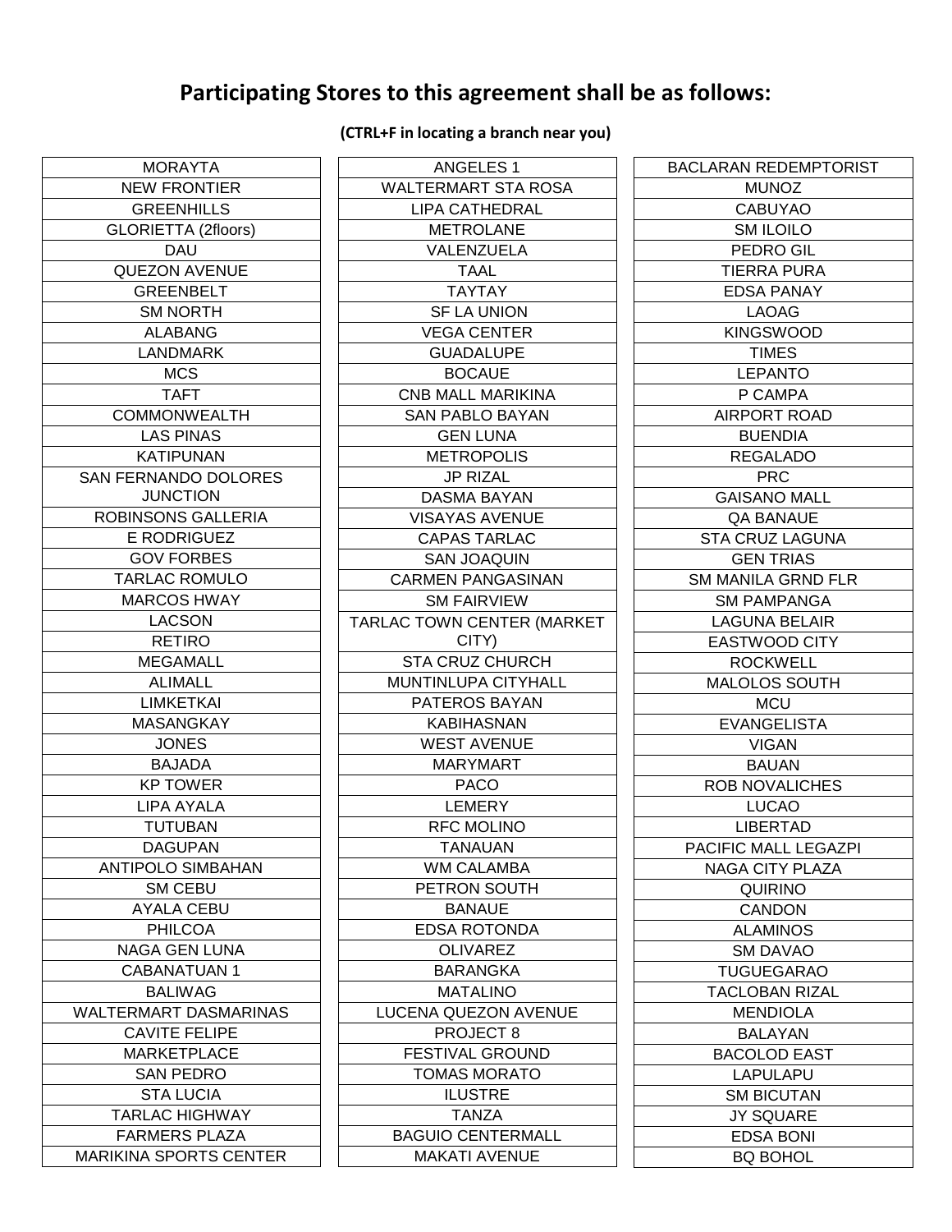## Participating Stores to this agreement shall be as follows:

**(CTRL+F in locating a branch near you)**

| | | |
|---|---|---|
| MORAYTA | ANGELES 1 | BACLARAN REDEMPTORIST |
| NEW FRONTIER | WALTERMART STA ROSA | MUNOZ |
| GREENHILLS | LIPA CATHEDRAL | CABUYAO |
| GLORIETTA (2floors) | METROLANE | SM ILOILO |
| DAU | VALENZUELA | PEDRO GIL |
| QUEZON AVENUE | TAAL | TIERRA PURA |
| GREENBELT | TAYTAY | EDSA PANAY |
| SM NORTH | SF LA UNION | LAOAG |
| ALABANG | VEGA CENTER | KINGSWOOD |
| LANDMARK | GUADALUPE | TIMES |
| MCS | BOCAUE | LEPANTO |
| TAFT | CNB MALL MARIKINA | P CAMPA |
| COMMONWEALTH | SAN PABLO BAYAN | AIRPORT ROAD |
| LAS PINAS | GEN LUNA | BUENDIA |
| KATIPUNAN | METROPOLIS | REGALADO |
| SAN FERNANDO DOLORES JUNCTION | JP RIZAL | PRC |
| | DASMA BAYAN | GAISANO MALL |
| ROBINSONS GALLERIA | VISAYAS AVENUE | QA BANAUE |
| E RODRIGUEZ | CAPAS TARLAC | STA CRUZ LAGUNA |
| GOV FORBES | SAN JOAQUIN | GEN TRIAS |
| TARLAC ROMULO | CARMEN PANGASINAN | SM MANILA GRND FLR |
| MARCOS HWAY | SM FAIRVIEW | SM PAMPANGA |
| LACSON | TARLAC TOWN CENTER (MARKET CITY) | LAGUNA BELAIR |
| RETIRO | | EASTWOOD CITY |
| MEGAMALL | STA CRUZ CHURCH | ROCKWELL |
| ALIMALL | MUNTINLUPA CITYHALL | MALOLOS SOUTH |
| LIMKETKAI | PATEROS BAYAN | MCU |
| MASANGKAY | KABIHASNAN | EVANGELISTA |
| JONES | WEST AVENUE | VIGAN |
| BAJADA | MARYMART | BAUAN |
| KP TOWER | PACO | ROB NOVALICHES |
| LIPA AYALA | LEMERY | LUCAO |
| TUTUBAN | RFC MOLINO | LIBERTAD |
| DAGUPAN | TANAUAN | PACIFIC MALL LEGAZPI |
| ANTIPOLO SIMBAHAN | WM CALAMBA | NAGA CITY PLAZA |
| SM CEBU | PETRON SOUTH | QUIRINO |
| AYALA CEBU | BANAUE | CANDON |
| PHILCOA | EDSA ROTONDA | ALAMINOS |
| NAGA GEN LUNA | OLIVAREZ | SM DAVAO |
| CABANATUAN 1 | BARANGKA | TUGUEGARAO |
| BALIWAG | MATALINO | TACLOBAN RIZAL |
| WALTERMART DASMARINAS | LUCENA QUEZON AVENUE | MENDIOLA |
| CAVITE FELIPE | PROJECT 8 | BALAYAN |
| MARKETPLACE | FESTIVAL GROUND | BACOLOD EAST |
| SAN PEDRO | TOMAS MORATO | LAPULAPU |
| STA LUCIA | ILUSTRE | SM BICUTAN |
| TARLAC HIGHWAY | TANZA | JY SQUARE |
| FARMERS PLAZA | BAGUIO CENTERMALL | EDSA BONI |
| MARIKINA SPORTS CENTER | MAKATI AVENUE | BQ BOHOL |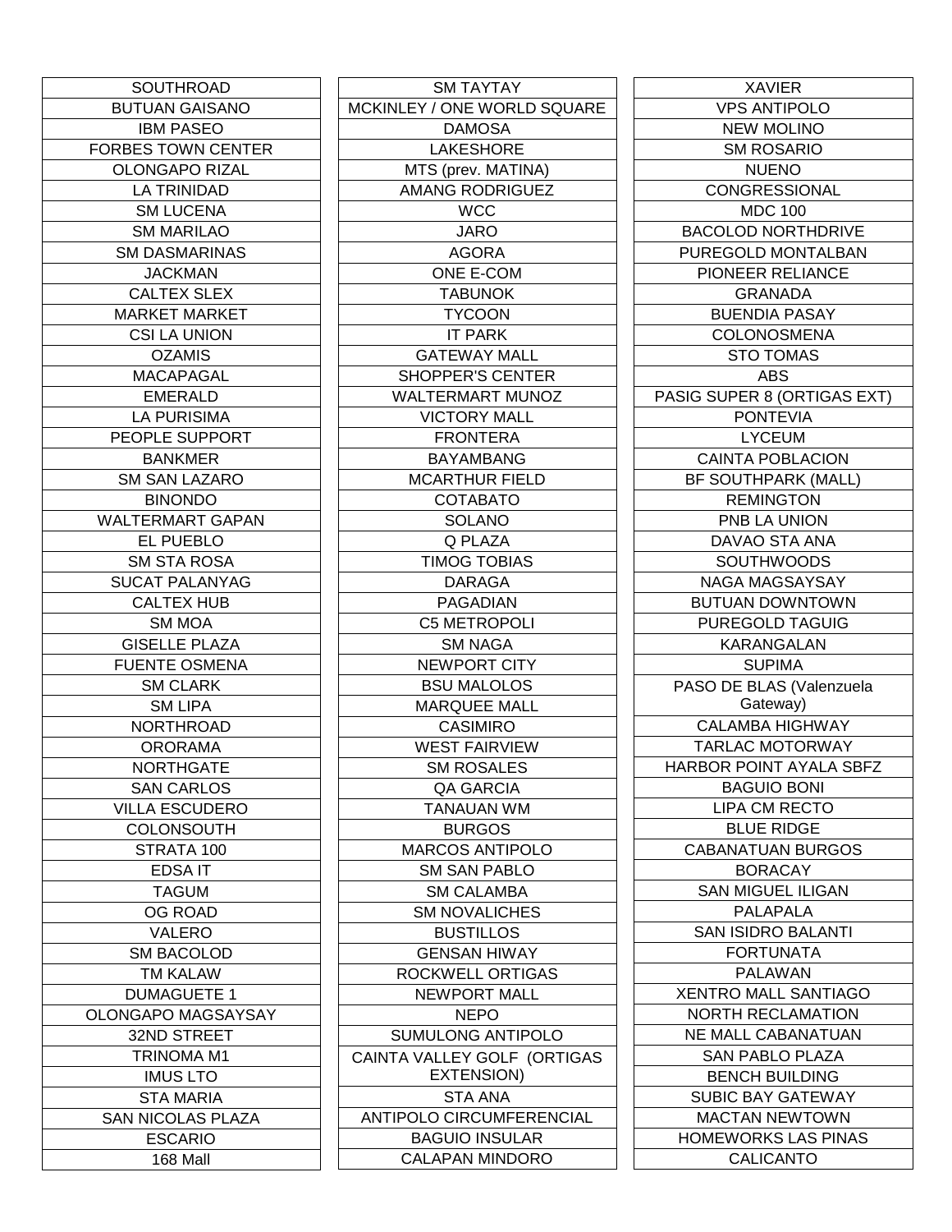| SOUTHROAD |
| --- |
| BUTUAN GAISANO |
| IBM PASEO |
| FORBES TOWN CENTER |
| OLONGAPO RIZAL |
| LA TRINIDAD |
| SM LUCENA |
| SM MARILAO |
| SM DASMARINAS |
| JACKMAN |
| CALTEX SLEX |
| MARKET MARKET |
| CSI LA UNION |
| OZAMIS |
| MACAPAGAL |
| EMERALD |
| LA PURISIMA |
| PEOPLE SUPPORT |
| BANKMER |
| SM SAN LAZARO |
| BINONDO |
| WALTERMART GAPAN |
| EL PUEBLO |
| SM STA ROSA |
| SUCAT PALANYAG |
| CALTEX HUB |
| SM MOA |
| GISELLE PLAZA |
| FUENTE OSMENA |
| SM CLARK |
| SM LIPA |
| NORTHROAD |
| ORORAMA |
| NORTHGATE |
| SAN CARLOS |
| VILLA ESCUDERO |
| COLONSOUTH |
| STRATA 100 |
| EDSA IT |
| TAGUM |
| OG ROAD |
| VALERO |
| SM BACOLOD |
| TM KALAW |
| DUMAGUETE 1 |
| OLONGAPO MAGSAYSAY |
| 32ND STREET |
| TRINOMA M1 |
| IMUS LTO |
| STA MARIA |
| SAN NICOLAS PLAZA |
| ESCARIO |
| 168 Mall |

| SM TAYTAY |
| --- |
| MCKINLEY / ONE WORLD SQUARE |
| DAMOSA |
| LAKESHORE |
| MTS (prev. MATINA) |
| AMANG RODRIGUEZ |
| WCC |
| JARO |
| AGORA |
| ONE E-COM |
| TABUNOK |
| TYCOON |
| IT PARK |
| GATEWAY MALL |
| SHOPPER'S CENTER |
| WALTERMART MUNOZ |
| VICTORY MALL |
| FRONTERA |
| BAYAMBANG |
| MCARTHUR FIELD |
| COTABATO |
| SOLANO |
| Q PLAZA |
| TIMOG TOBIAS |
| DARAGA |
| PAGADIAN |
| C5 METROPOLI |
| SM NAGA |
| NEWPORT CITY |
| BSU MALOLOS |
| MARQUEE MALL |
| CASIMIRO |
| WEST FAIRVIEW |
| SM ROSALES |
| QA GARCIA |
| TANAUAN WM |
| BURGOS |
| MARCOS ANTIPOLO |
| SM SAN PABLO |
| SM CALAMBA |
| SM NOVALICHES |
| BUSTILLOS |
| GENSAN HIWAY |
| ROCKWELL ORTIGAS |
| NEWPORT MALL |
| NEPO |
| SUMULONG ANTIPOLO |
| CAINTA VALLEY GOLF (ORTIGAS EXTENSION) |
| STA ANA |
| ANTIPOLO CIRCUMFERENCIAL |
| BAGUIO INSULAR |
| CALAPAN MINDORO |

| XAVIER |
| --- |
| VPS ANTIPOLO |
| NEW MOLINO |
| SM ROSARIO |
| NUENO |
| CONGRESSIONAL |
| MDC 100 |
| BACOLOD NORTHDRIVE |
| PUREGOLD MONTALBAN |
| PIONEER RELIANCE |
| GRANADA |
| BUENDIA PASAY |
| COLONOSMENA |
| STO TOMAS |
| ABS |
| PASIG SUPER 8 (ORTIGAS EXT) |
| PONTEVIA |
| LYCEUM |
| CAINTA POBLACION |
| BF SOUTHPARK (MALL) |
| REMINGTON |
| PNB LA UNION |
| DAVAO STA ANA |
| SOUTHWOODS |
| NAGA MAGSAYSAY |
| BUTUAN DOWNTOWN |
| PUREGOLD TAGUIG |
| KARANGALAN |
| SUPIMA |
| PASO DE BLAS (Valenzuela Gateway) |
| CALAMBA HIGHWAY |
| TARLAC MOTORWAY |
| HARBOR POINT AYALA SBFZ |
| BAGUIO BONI |
| LIPA CM RECTO |
| BLUE RIDGE |
| CABANATUAN BURGOS |
| BORACAY |
| SAN MIGUEL ILIGAN |
| PALAPALA |
| SAN ISIDRO BALANTI |
| FORTUNATA |
| PALAWAN |
| XENTRO MALL SANTIAGO |
| NORTH RECLAMATION |
| NE MALL CABANATUAN |
| SAN PABLO PLAZA |
| BENCH BUILDING |
| SUBIC BAY GATEWAY |
| MACTAN NEWTOWN |
| HOMEWORKS LAS PINAS |
| CALICANTO |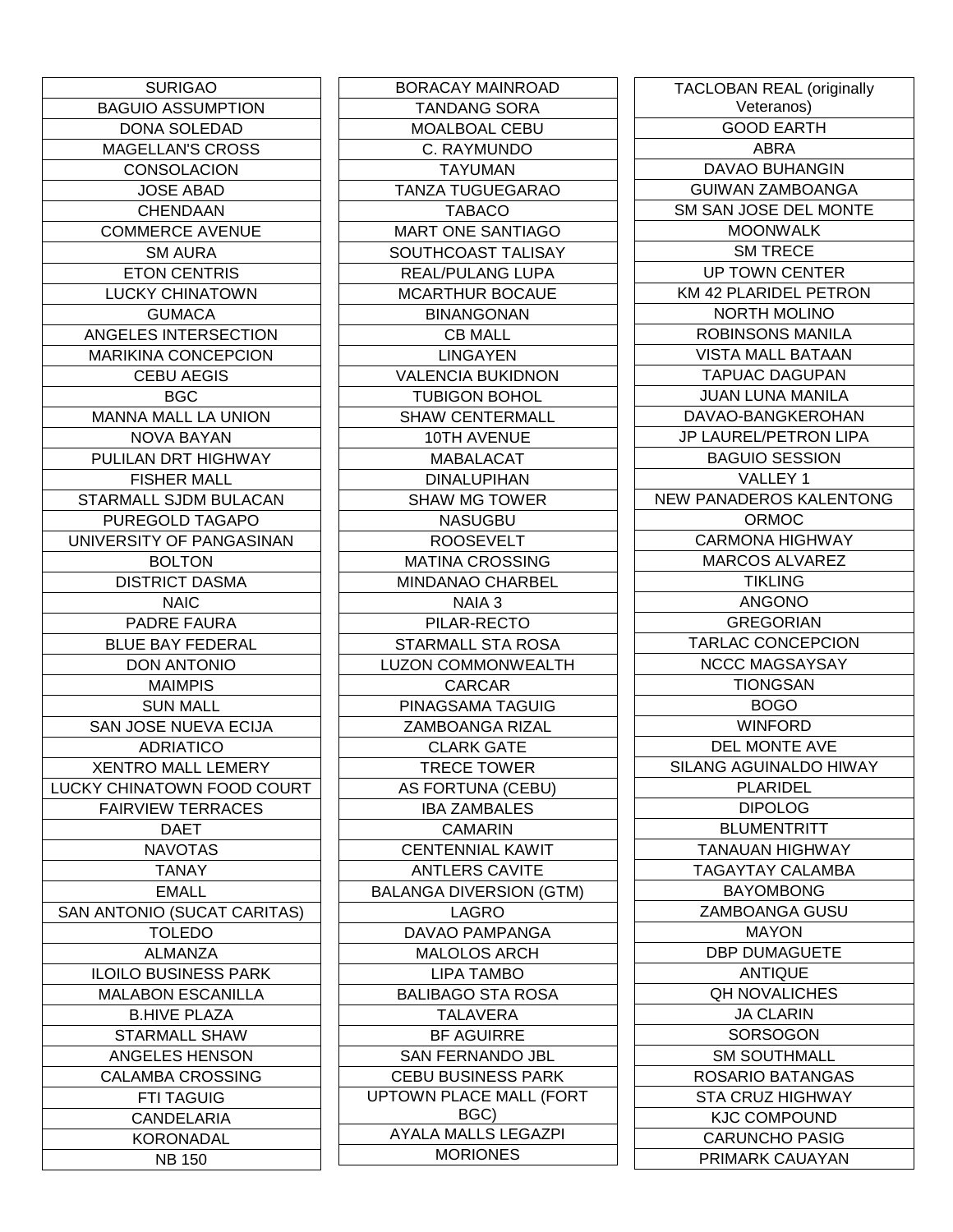| SURIGAO |
|---|
| BAGUIO ASSUMPTION |
| DONA SOLEDAD |
| MAGELLAN'S CROSS |
| CONSOLACION |
| JOSE ABAD |
| CHENDAAN |
| COMMERCE AVENUE |
| SM AURA |
| ETON CENTRIS |
| LUCKY CHINATOWN |
| GUMACA |
| ANGELES INTERSECTION |
| MARIKINA CONCEPCION |
| CEBU AEGIS |
| BGC |
| MANNA MALL LA UNION |
| NOVA BAYAN |
| PULILAN DRT HIGHWAY |
| FISHER MALL |
| STARMALL SJDM BULACAN |
| PUREGOLD TAGAPO |
| UNIVERSITY OF PANGASINAN |
| BOLTON |
| DISTRICT DASMA |
| NAIC |
| PADRE FAURA |
| BLUE BAY FEDERAL |
| DON ANTONIO |
| MAIMPIS |
| SUN MALL |
| SAN JOSE NUEVA ECIJA |
| ADRIATICO |
| XENTRO MALL LEMERY |
| LUCKY CHINATOWN FOOD COURT |
| FAIRVIEW TERRACES |
| DAET |
| NAVOTAS |
| TANAY |
| EMALL |
| SAN ANTONIO (SUCAT CARITAS) |
| TOLEDO |
| ALMANZA |
| ILOILO BUSINESS PARK |
| MALABON ESCANILLA |
| B.HIVE PLAZA |
| STARMALL SHAW |
| ANGELES HENSON |
| CALAMBA CROSSING |
| FTI TAGUIG |
| CANDELARIA |
| KORONADAL |
| NB 150 |

| BORACAY MAINROAD |
|---|
| TANDANG SORA |
| MOALBOAL CEBU |
| C. RAYMUNDO |
| TAYUMAN |
| TANZA TUGUEGARAO |
| TABACO |
| MART ONE SANTIAGO |
| SOUTHCOAST TALISAY |
| REAL/PULANG LUPA |
| MCARTHUR BOCAUE |
| BINANGONAN |
| CB MALL |
| LINGAYEN |
| VALENCIA BUKIDNON |
| TUBIGON BOHOL |
| SHAW CENTERMALL |
| 10TH AVENUE |
| MABALACAT |
| DINALUPIHAN |
| SHAW MG TOWER |
| NASUGBU |
| ROOSEVELT |
| MATINA CROSSING |
| MINDANAO CHARBEL |
| NAIA 3 |
| PILAR-RECTO |
| STARMALL STA ROSA |
| LUZON COMMONWEALTH |
| CARCAR |
| PINAGSAMA TAGUIG |
| ZAMBOANGA RIZAL |
| CLARK GATE |
| TRECE TOWER |
| AS FORTUNA (CEBU) |
| IBA ZAMBALES |
| CAMARIN |
| CENTENNIAL KAWIT |
| ANTLERS CAVITE |
| BALANGA DIVERSION (GTM) |
| LAGRO |
| DAVAO PAMPANGA |
| MALOLOS ARCH |
| LIPA TAMBO |
| BALIBAGO STA ROSA |
| TALAVERA |
| BF AGUIRRE |
| SAN FERNANDO JBL |
| CEBU BUSINESS PARK |
| UPTOWN PLACE MALL (FORT BGC) |
| AYALA MALLS LEGAZPI |
| MORIONES |

| TACLOBAN REAL (originally Veteranos) |
|---|
| GOOD EARTH |
| ABRA |
| DAVAO BUHANGIN |
| GUIWAN ZAMBOANGA |
| SM SAN JOSE DEL MONTE |
| MOONWALK |
| SM TRECE |
| UP TOWN CENTER |
| KM 42 PLARIDEL PETRON |
| NORTH MOLINO |
| ROBINSONS MANILA |
| VISTA MALL BATAAN |
| TAPUAC DAGUPAN |
| JUAN LUNA MANILA |
| DAVAO-BANGKEROHAN |
| JP LAUREL/PETRON LIPA |
| BAGUIO SESSION |
| VALLEY 1 |
| NEW PANADEROS KALENTONG |
| ORMOC |
| CARMONA HIGHWAY |
| MARCOS ALVAREZ |
| TIKLING |
| ANGONO |
| GREGORIAN |
| TARLAC CONCEPCION |
| NCCC MAGSAYSAY |
| TIONGSAN |
| BOGO |
| WINFORD |
| DEL MONTE AVE |
| SILANG AGUINALDO HIWAY |
| PLARIDEL |
| DIPOLOG |
| BLUMENTRITT |
| TANAUAN HIGHWAY |
| TAGAYTAY CALAMBA |
| BAYOMBONG |
| ZAMBOANGA GUSU |
| MAYON |
| DBP DUMAGUETE |
| ANTIQUE |
| QH NOVALICHES |
| JA CLARIN |
| SORSOGON |
| SM SOUTHMALL |
| ROSARIO BATANGAS |
| STA CRUZ HIGHWAY |
| KJC COMPOUND |
| CARUNCHO PASIG |
| PRIMARK CAUAYAN |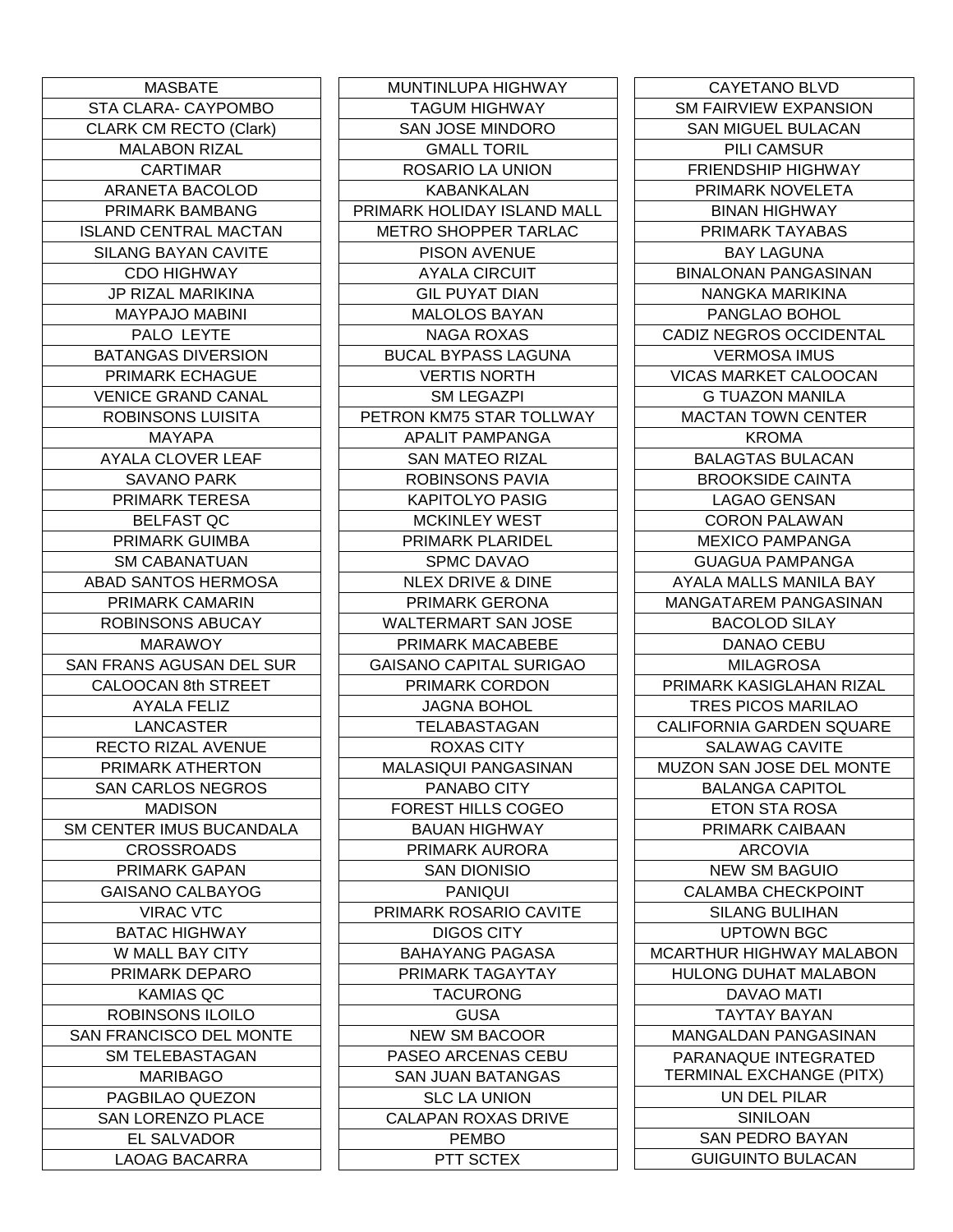| MASBATE |
|---|
| STA CLARA- CAYPOMBO |
| CLARK CM RECTO (Clark) |
| MALABON RIZAL |
| CARTIMAR |
| ARANETA BACOLOD |
| PRIMARK BAMBANG |
| ISLAND CENTRAL MACTAN |
| SILANG BAYAN CAVITE |
| CDO HIGHWAY |
| JP RIZAL MARIKINA |
| MAYPAJO MABINI |
| PALO LEYTE |
| BATANGAS DIVERSION |
| PRIMARK ECHAGUE |
| VENICE GRAND CANAL |
| ROBINSONS LUISITA |
| MAYAPA |
| AYALA CLOVER LEAF |
| SAVANO PARK |
| PRIMARK TERESA |
| BELFAST QC |
| PRIMARK GUIMBA |
| SM CABANATUAN |
| ABAD SANTOS HERMOSA |
| PRIMARK CAMARIN |
| ROBINSONS ABUCAY |
| MARAWOY |
| SAN FRANS AGUSAN DEL SUR |
| CALOOCAN 8th STREET |
| AYALA FELIZ |
| LANCASTER |
| RECTO RIZAL AVENUE |
| PRIMARK ATHERTON |
| SAN CARLOS NEGROS |
| MADISON |
| SM CENTER IMUS BUCANDALA |
| CROSSROADS |
| PRIMARK GAPAN |
| GAISANO CALBAYOG |
| VIRAC VTC |
| BATAC HIGHWAY |
| W MALL BAY CITY |
| PRIMARK DEPARO |
| KAMIAS QC |
| ROBINSONS ILOILO |
| SAN FRANCISCO DEL MONTE |
| SM TELEBASTAGAN |
| MARIBAGO |
| PAGBILAO QUEZON |
| SAN LORENZO PLACE |
| EL SALVADOR |
| LAOAG BACARRA |

| MUNTINLUPA HIGHWAY |
|---|
| TAGUM HIGHWAY |
| SAN JOSE MINDORO |
| GMALL TORIL |
| ROSARIO LA UNION |
| KABANKALAN |
| PRIMARK HOLIDAY ISLAND MALL |
| METRO SHOPPER TARLAC |
| PISON AVENUE |
| AYALA CIRCUIT |
| GIL PUYAT DIAN |
| MALOLOS BAYAN |
| NAGA ROXAS |
| BUCAL BYPASS LAGUNA |
| VERTIS NORTH |
| SM LEGAZPI |
| PETRON KM75 STAR TOLLWAY |
| APALIT PAMPANGA |
| SAN MATEO RIZAL |
| ROBINSONS PAVIA |
| KAPITOLYO PASIG |
| MCKINLEY WEST |
| PRIMARK PLARIDEL |
| SPMC DAVAO |
| NLEX DRIVE & DINE |
| PRIMARK GERONA |
| WALTERMART SAN JOSE |
| PRIMARK MACABEBE |
| GAISANO CAPITAL SURIGAO |
| PRIMARK CORDON |
| JAGNA BOHOL |
| TELABASTAGAN |
| ROXAS CITY |
| MALASIQUI PANGASINAN |
| PANABO CITY |
| FOREST HILLS COGEO |
| BAUAN HIGHWAY |
| PRIMARK AURORA |
| SAN DIONISIO |
| PANIQUI |
| PRIMARK ROSARIO CAVITE |
| DIGOS CITY |
| BAHAYANG PAGASA |
| PRIMARK TAGAYTAY |
| TACURONG |
| GUSA |
| NEW SM BACOOR |
| PASEO ARCENAS CEBU |
| SAN JUAN BATANGAS |
| SLC LA UNION |
| CALAPAN ROXAS DRIVE |
| PEMBO |
| PTT SCTEX |

| CAYETANO BLVD |
|---|
| SM FAIRVIEW EXPANSION |
| SAN MIGUEL BULACAN |
| PILI CAMSUR |
| FRIENDSHIP HIGHWAY |
| PRIMARK NOVELETA |
| BINAN HIGHWAY |
| PRIMARK TAYABAS |
| BAY LAGUNA |
| BINALONAN PANGASINAN |
| NANGKA MARIKINA |
| PANGLAO BOHOL |
| CADIZ NEGROS OCCIDENTAL |
| VERMOSA IMUS |
| VICAS MARKET CALOOCAN |
| G TUAZON MANILA |
| MACTAN TOWN CENTER |
| KROMA |
| BALAGTAS BULACAN |
| BROOKSIDE CAINTA |
| LAGAO GENSAN |
| CORON PALAWAN |
| MEXICO PAMPANGA |
| GUAGUA PAMPANGA |
| AYALA MALLS MANILA BAY |
| MANGATAREM PANGASINAN |
| BACOLOD SILAY |
| DANAO CEBU |
| MILAGROSA |
| PRIMARK KASIGLAHAN RIZAL |
| TRES PICOS MARILAO |
| CALIFORNIA GARDEN SQUARE |
| SALAWAG CAVITE |
| MUZON SAN JOSE DEL MONTE |
| BALANGA CAPITOL |
| ETON STA ROSA |
| PRIMARK CAIBAAN |
| ARCOVIA |
| NEW SM BAGUIO |
| CALAMBA CHECKPOINT |
| SILANG BULIHAN |
| UPTOWN BGC |
| MCARTHUR HIGHWAY MALABON |
| HULONG DUHAT MALABON |
| DAVAO MATI |
| TAYTAY BAYAN |
| MANGALDAN PANGASINAN |
| PARANAQUE INTEGRATED TERMINAL EXCHANGE (PITX) |
| UN DEL PILAR |
| SINILOAN |
| SAN PEDRO BAYAN |
| GUIGUINTO BULACAN |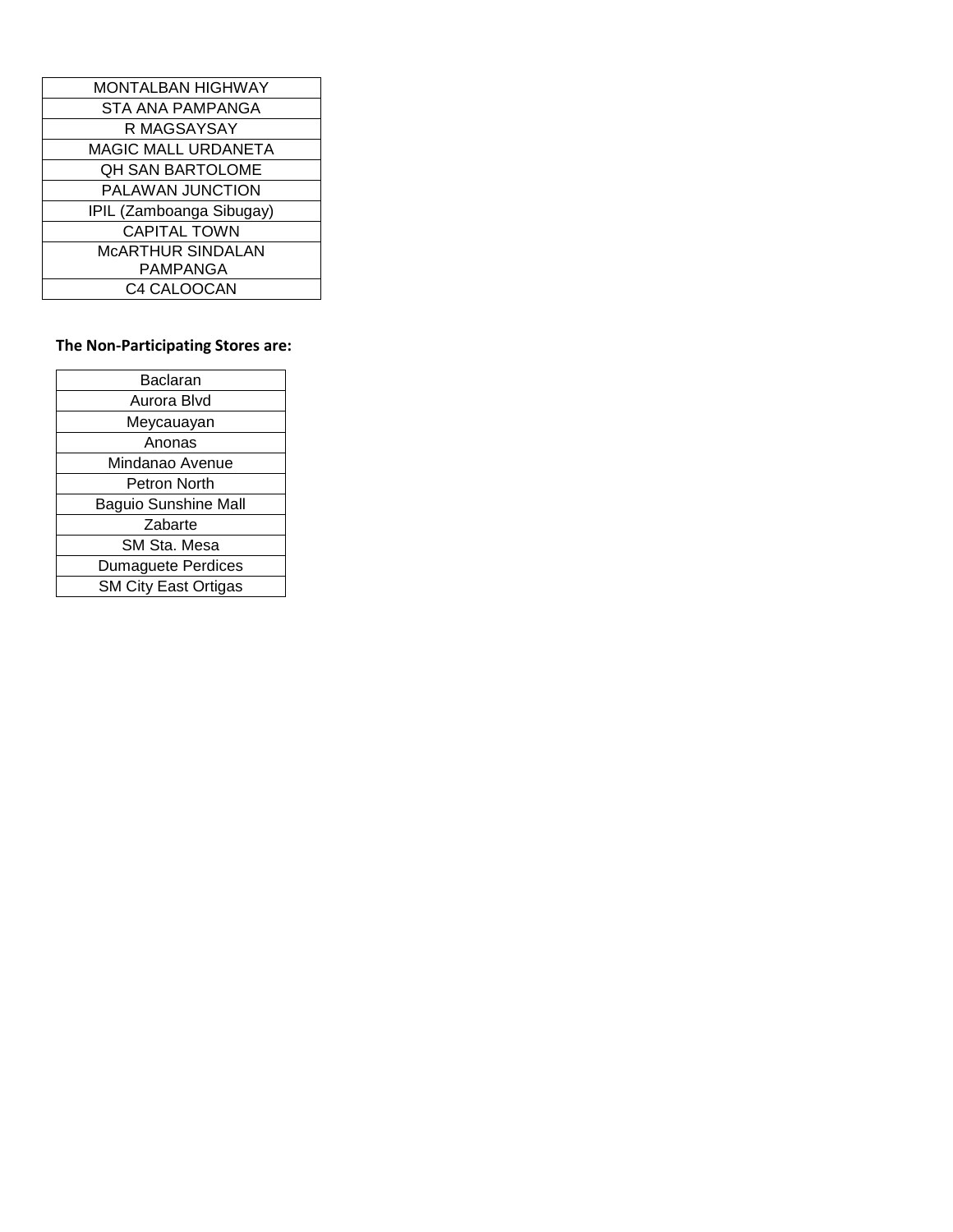| |
|---|
| MONTALBAN HIGHWAY |
| STA ANA PAMPANGA |
| R MAGSAYSAY |
| MAGIC MALL URDANETA |
| QH SAN BARTOLOME |
| PALAWAN JUNCTION |
| IPIL (Zamboanga Sibugay) |
| CAPITAL TOWN |
| McARTHUR SINDALAN PAMPANGA |
| C4 CALOOCAN |

**The Non-Participating Stores are:**

| |
|---|
| Baclaran |
| Aurora Blvd |
| Meycauayan |
| Anonas |
| Mindanao Avenue |
| Petron North |
| Baguio Sunshine Mall |
| Zabarte |
| SM Sta. Mesa |
| Dumaguete Perdices |
| SM City East Ortigas |